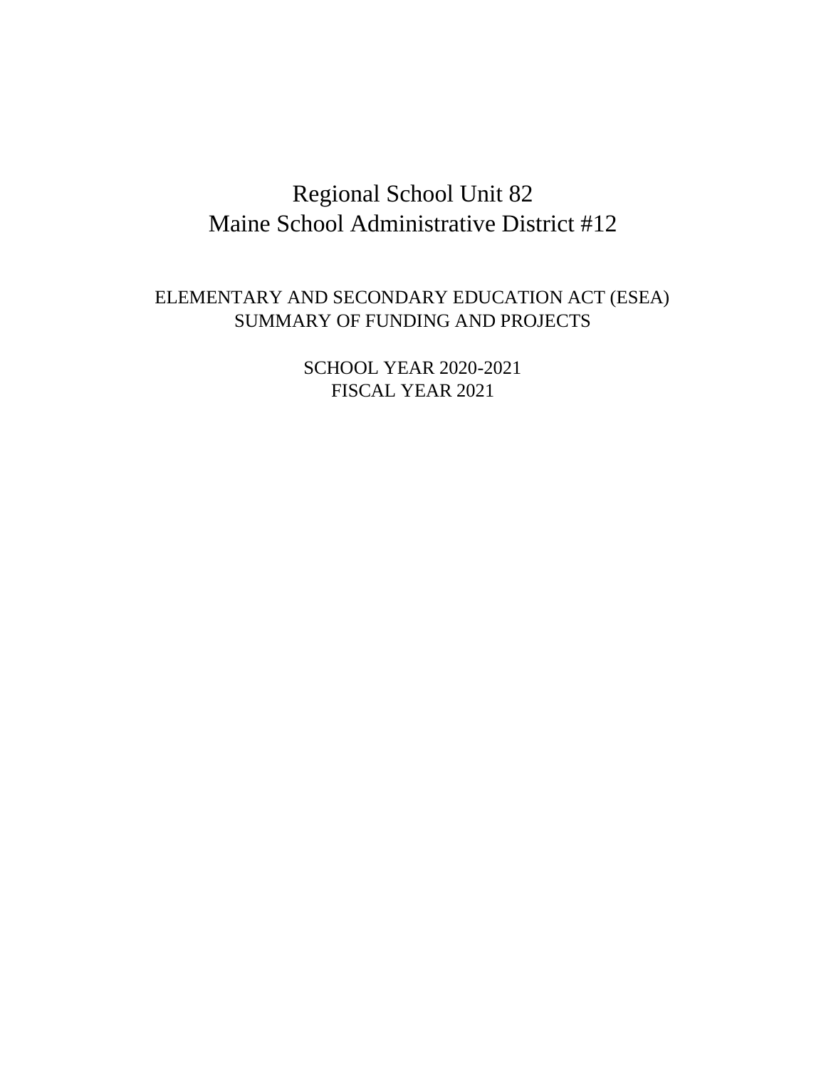# Regional School Unit 82
# Maine School Administrative District #12

## ELEMENTARY AND SECONDARY EDUCATION ACT (ESEA)
## SUMMARY OF FUNDING AND PROJECTS

### SCHOOL YEAR 2020-2021
### FISCAL YEAR 2021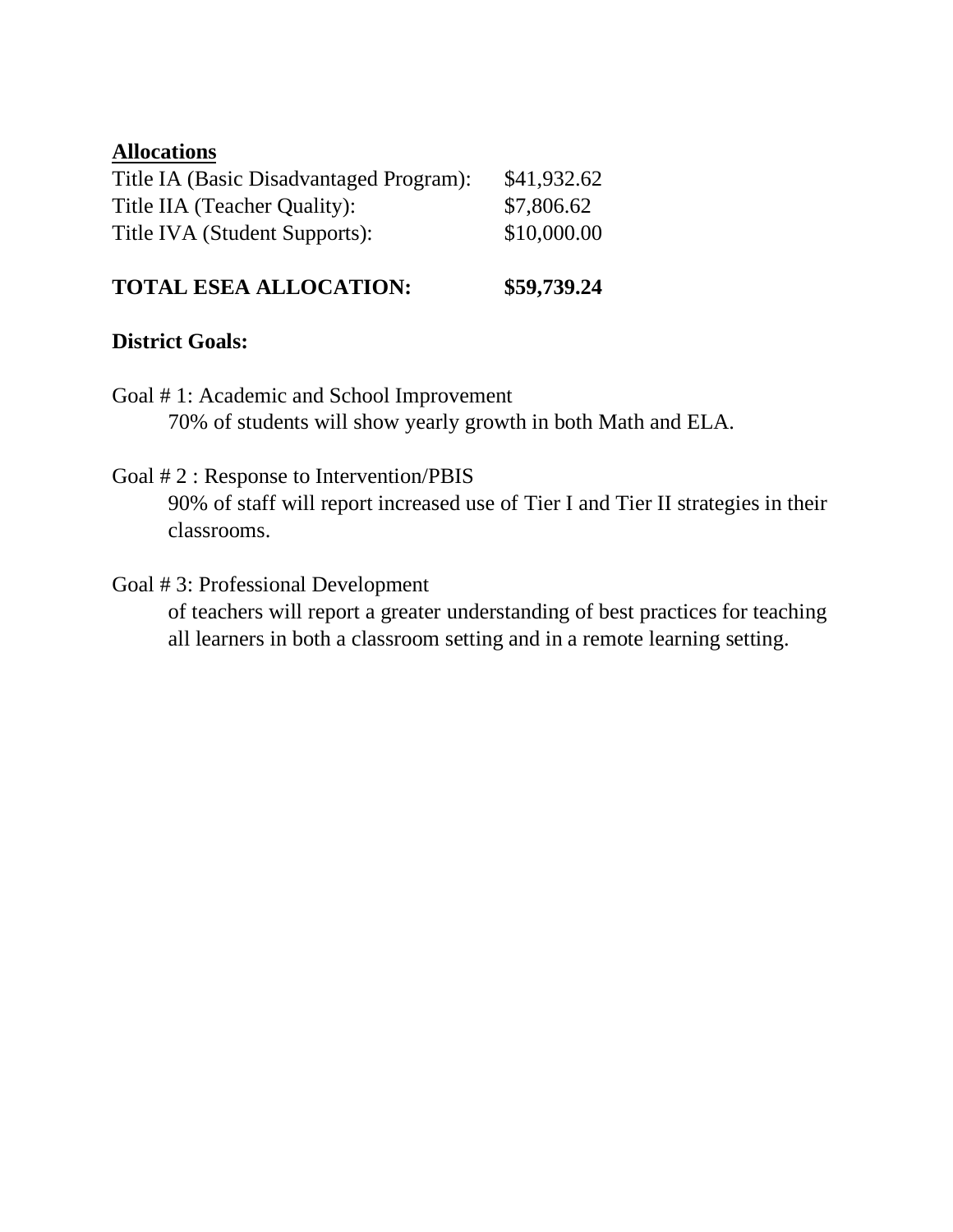**Allocations**

| | |
|---|---|
| Title IA (Basic Disadvantaged Program): | $41,932.62 |
| Title IIA (Teacher Quality): | $7,806.62 |
| Title IVA (Student Supports): | $10,000.00 |
| **TOTAL ESEA ALLOCATION:** | **$59,739.24** |

**District Goals:**

Goal # 1: Academic and School Improvement

70% of students will show yearly growth in both Math and ELA.

Goal # 2 : Response to Intervention/PBIS

90% of staff will report increased use of Tier I and Tier II strategies in their classrooms.

Goal # 3: Professional Development

of teachers will report a greater understanding of best practices for teaching all learners in both a classroom setting and in a remote learning setting.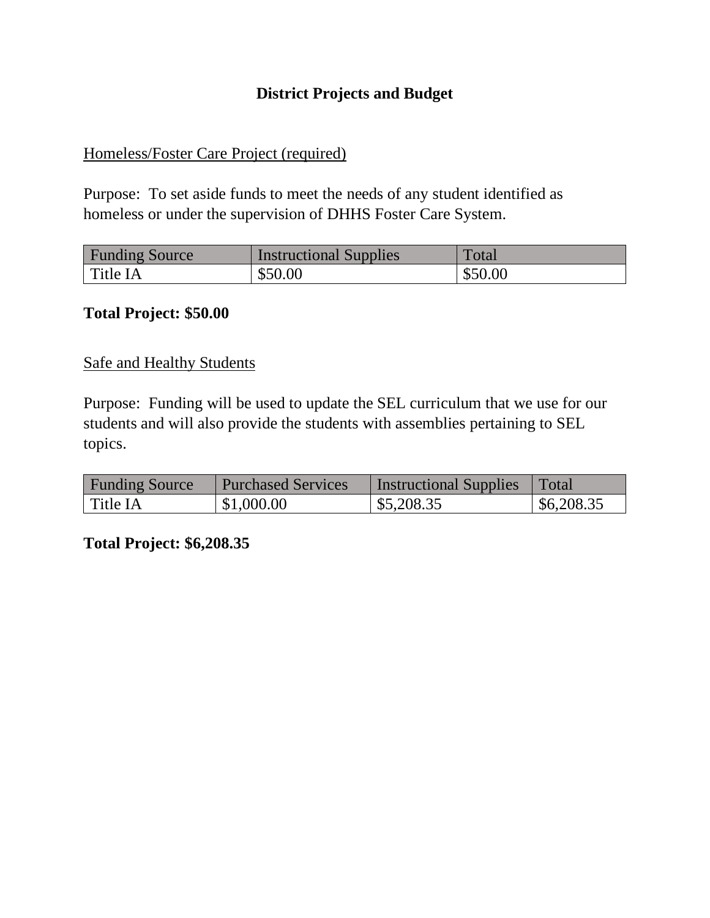# District Projects and Budget

<u>Homeless/Foster Care Project (required)</u>

Purpose: To set aside funds to meet the needs of any student identified as homeless or under the supervision of DHHS Foster Care System.

| Funding Source | Instructional Supplies | Total |
|---|---|---|
| Title IA | $50.00 | $50.00 |

**Total Project: $50.00**

<u>Safe and Healthy Students</u>

Purpose: Funding will be used to update the SEL curriculum that we use for our students and will also provide the students with assemblies pertaining to SEL topics.

| Funding Source | Purchased Services | Instructional Supplies | Total |
|---|---|---|---|
| Title IA | $1,000.00 | $5,208.35 | $6,208.35 |

**Total Project: $6,208.35**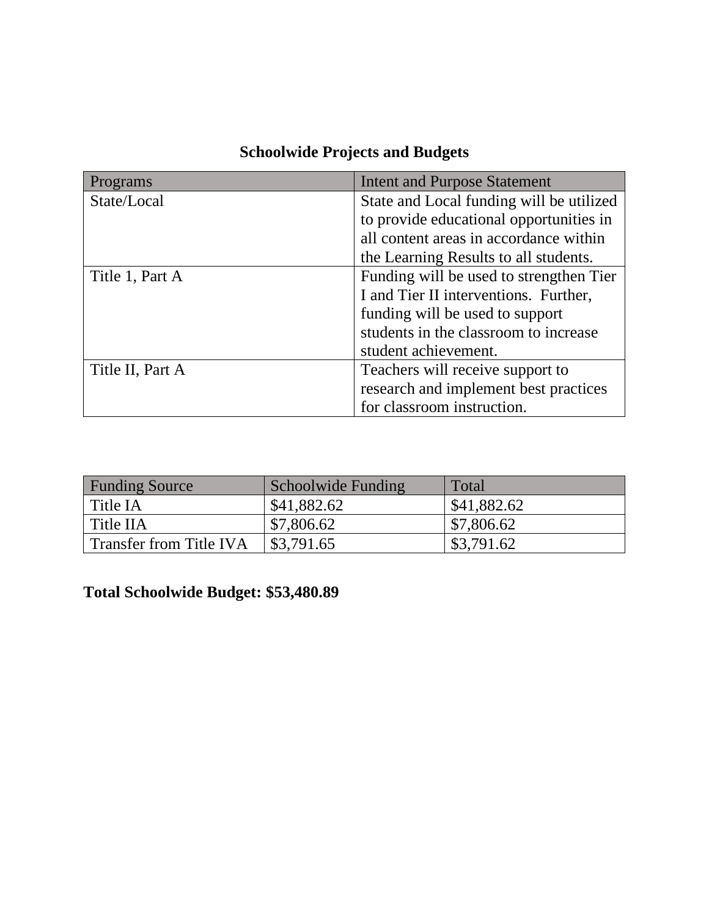# Schoolwide Projects and Budgets

| Programs | Intent and Purpose Statement |
| --- | --- |
| State/Local | State and Local funding will be utilized to provide educational opportunities in all content areas in accordance within the Learning Results to all students. |
| Title 1, Part A | Funding will be used to strengthen Tier I and Tier II interventions. Further, funding will be used to support students in the classroom to increase student achievement. |
| Title II, Part A | Teachers will receive support to research and implement best practices for classroom instruction. |

| Funding Source | Schoolwide Funding | Total |
| --- | --- | --- |
| Title IA | $41,882.62 | $41,882.62 |
| Title IIA | $7,806.62 | $7,806.62 |
| Transfer from Title IVA | $3,791.65 | $3,791.62 |

**Total Schoolwide Budget: $53,480.89**